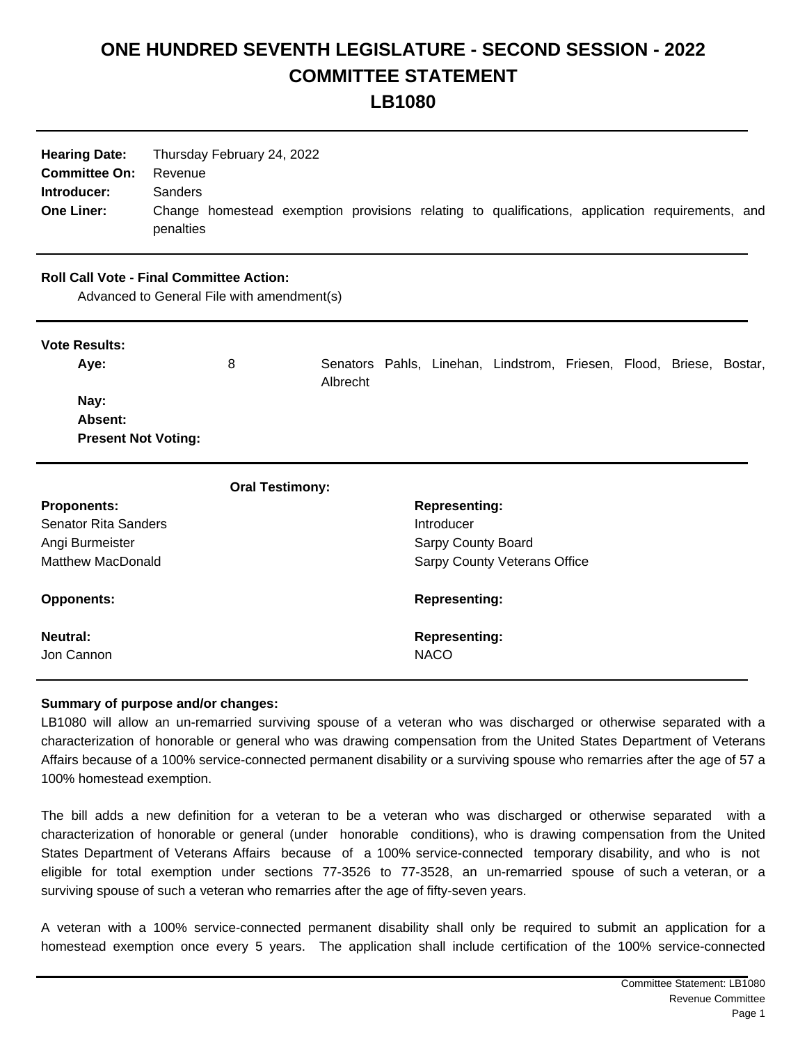# ONE HUNDRED SEVENTH LEGISLATURE - SECOND SESSION - 2022
# COMMITTEE STATEMENT
# LB1080

| | |
|---|---|
| **Hearing Date:** | Thursday February 24, 2022 |
| **Committee On:** | Revenue |
| **Introducer:** | Sanders |
| **One Liner:** | Change homestead exemption provisions relating to qualifications, application requirements, and penalties |

**Roll Call Vote - Final Committee Action:**

Advanced to General File with amendment(s)

**Vote Results:**

| | | |
|---|---|---|
| **Aye:** | 8 | Senators Pahls, Linehan, Lindstrom, Friesen, Flood, Briese, Bostar, Albrecht |
| **Nay:** | | |
| **Absent:** | | |
| **Present Not Voting:** | | |

**Oral Testimony:**

| **Proponents:** | **Representing:** |
|---|---|
| Senator Rita Sanders | Introducer |
| Angi Burmeister | Sarpy County Board |
| Matthew MacDonald | Sarpy County Veterans Office |
| **Opponents:** | **Representing:** |
| **Neutral:** | **Representing:** |
| Jon Cannon | NACO |

**Summary of purpose and/or changes:**

LB1080 will allow an un-remarried surviving spouse of a veteran who was discharged or otherwise separated with a characterization of honorable or general who was drawing compensation from the United States Department of Veterans Affairs because of a 100% service-connected permanent disability or a surviving spouse who remarries after the age of 57 a 100% homestead exemption.

The bill adds a new definition for a veteran to be a veteran who was discharged or otherwise separated with a characterization of honorable or general (under honorable conditions), who is drawing compensation from the United States Department of Veterans Affairs because of a 100% service-connected temporary disability, and who is not eligible for total exemption under sections 77-3526 to 77-3528, an un-remarried spouse of such a veteran, or a surviving spouse of such a veteran who remarries after the age of fifty-seven years.

A veteran with a 100% service-connected permanent disability shall only be required to submit an application for a homestead exemption once every 5 years. The application shall include certification of the 100% service-connected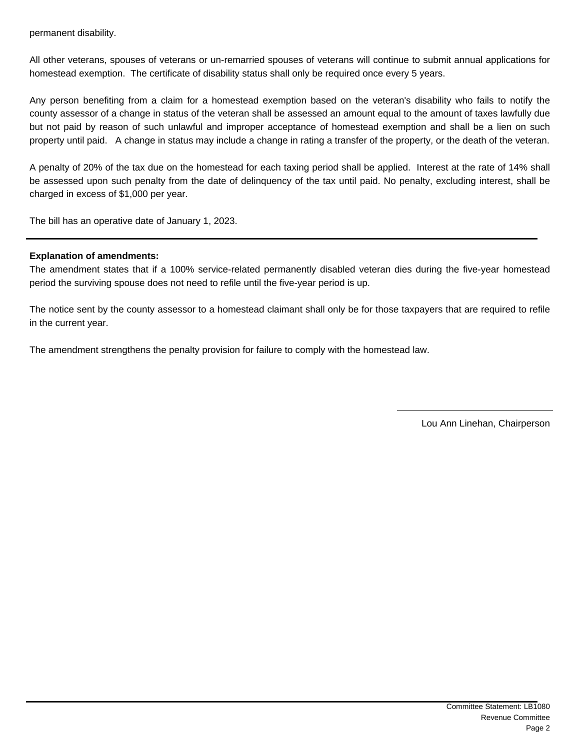permanent disability.

All other veterans, spouses of veterans or un-remarried spouses of veterans will continue to submit annual applications for homestead exemption. The certificate of disability status shall only be required once every 5 years.

Any person benefiting from a claim for a homestead exemption based on the veteran's disability who fails to notify the county assessor of a change in status of the veteran shall be assessed an amount equal to the amount of taxes lawfully due but not paid by reason of such unlawful and improper acceptance of homestead exemption and shall be a lien on such property until paid. A change in status may include a change in rating a transfer of the property, or the death of the veteran.

A penalty of 20% of the tax due on the homestead for each taxing period shall be applied. Interest at the rate of 14% shall be assessed upon such penalty from the date of delinquency of the tax until paid. No penalty, excluding interest, shall be charged in excess of $1,000 per year.

The bill has an operative date of January 1, 2023.

---

**Explanation of amendments:**

The amendment states that if a 100% service-related permanently disabled veteran dies during the five-year homestead period the surviving spouse does not need to refile until the five-year period is up.

The notice sent by the county assessor to a homestead claimant shall only be for those taxpayers that are required to refile in the current year.

The amendment strengthens the penalty provision for failure to comply with the homestead law.

Lou Ann Linehan, Chairperson